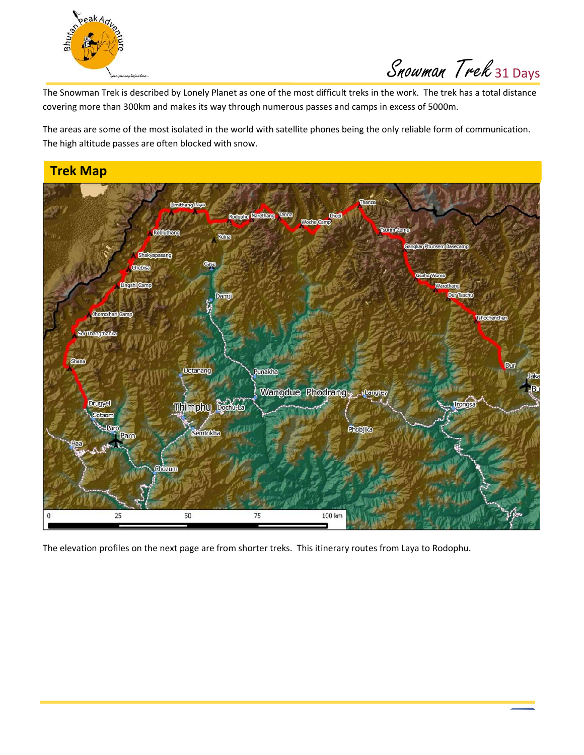# Snowman Trek 31 Days

The Snowman Trek is described by Lonely Planet as one of the most difficult treks in the work. The trek has a total distance covering more than 300km and makes its way through numerous passes and camps in excess of 5000m.

The areas are some of the most isolated in the world with satellite phones being the only reliable form of communication. The high altitude passes are often blocked with snow.

## Trek Map

The elevation profiles on the next page are from shorter treks. This itinerary routes from Laya to Rodophu.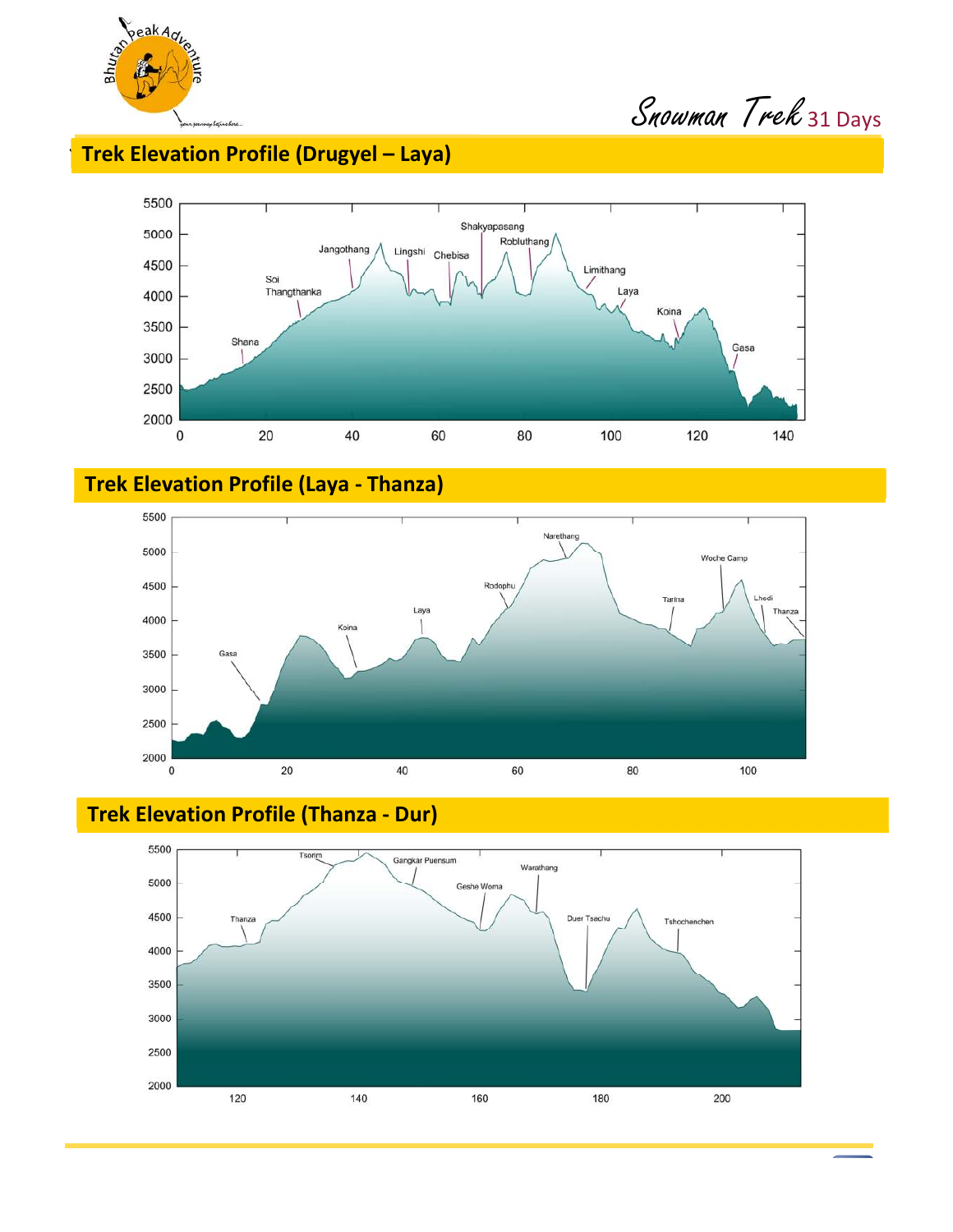## Trek Elevation Profile (Drugyel – Laya)

## Trek Elevation Profile (Laya - Thanza)

## Trek Elevation Profile (Thanza - Dur)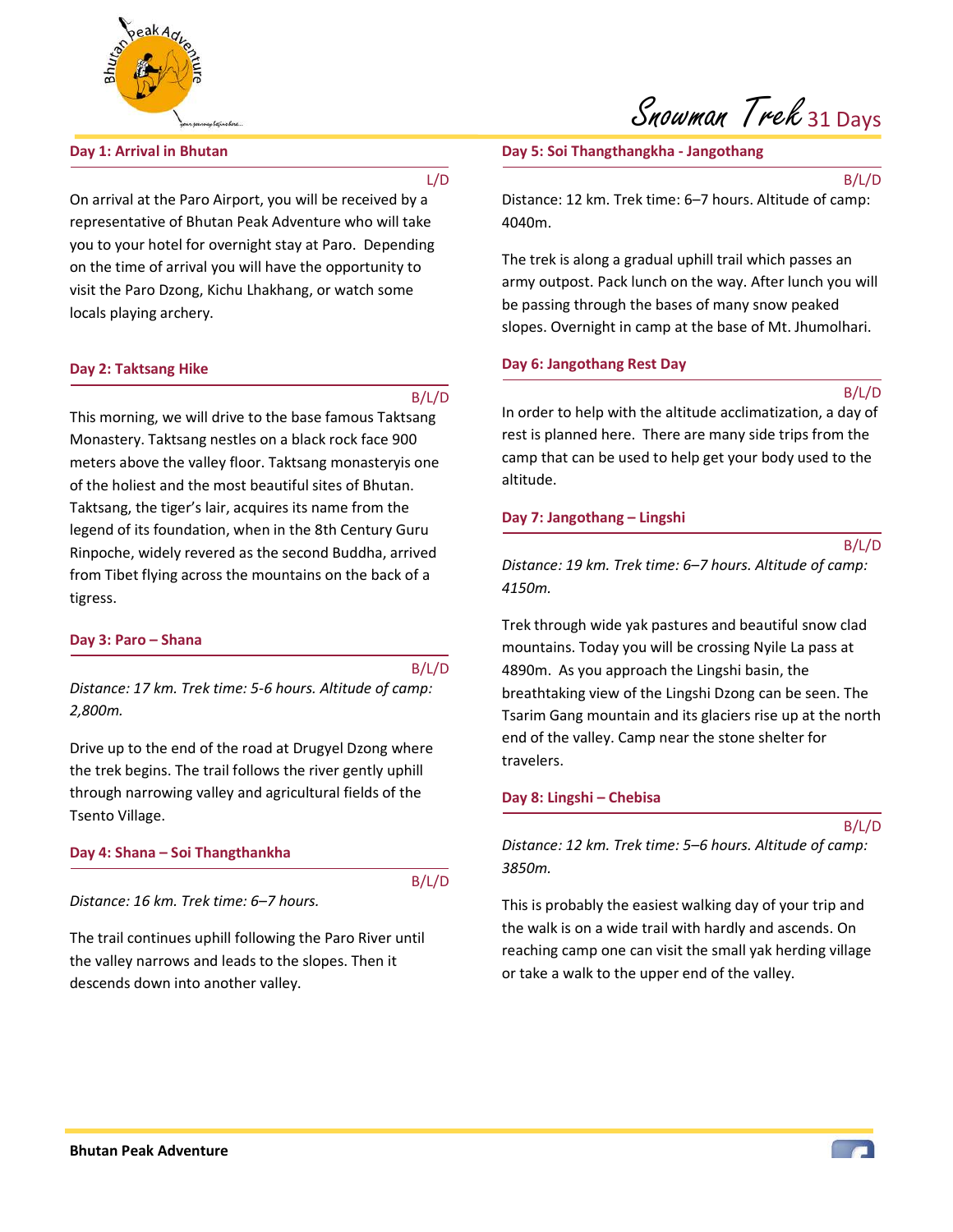# Snowman Trek 31 Days

### Day 1: Arrival in Bhutan

L/D

On arrival at the Paro Airport, you will be received by a representative of Bhutan Peak Adventure who will take you to your hotel for overnight stay at Paro. Depending on the time of arrival you will have the opportunity to visit the Paro Dzong, Kichu Lhakhang, or watch some locals playing archery.

### Day 2: Taktsang Hike

B/L/D

This morning, we will drive to the base famous Taktsang Monastery. Taktsang nestles on a black rock face 900 meters above the valley floor. Taktsang monasteryis one of the holiest and the most beautiful sites of Bhutan. Taktsang, the tiger's lair, acquires its name from the legend of its foundation, when in the 8th Century Guru Rinpoche, widely revered as the second Buddha, arrived from Tibet flying across the mountains on the back of a tigress.

### Day 3: Paro – Shana

B/L/D

*Distance: 17 km. Trek time: 5-6 hours. Altitude of camp: 2,800m.*

Drive up to the end of the road at Drugyel Dzong where the trek begins. The trail follows the river gently uphill through narrowing valley and agricultural fields of the Tsento Village.

### Day 4: Shana – Soi Thangthankha

B/L/D

*Distance: 16 km. Trek time: 6–7 hours.*

The trail continues uphill following the Paro River until the valley narrows and leads to the slopes. Then it descends down into another valley.

### Day 5: Soi Thangthangkha - Jangothang

B/L/D

Distance: 12 km. Trek time: 6–7 hours. Altitude of camp: 4040m.

The trek is along a gradual uphill trail which passes an army outpost. Pack lunch on the way. After lunch you will be passing through the bases of many snow peaked slopes. Overnight in camp at the base of Mt. Jhumolhari.

### Day 6: Jangothang Rest Day

B/L/D

In order to help with the altitude acclimatization, a day of rest is planned here. There are many side trips from the camp that can be used to help get your body used to the altitude.

### Day 7: Jangothang – Lingshi

B/L/D

*Distance: 19 km. Trek time: 6–7 hours. Altitude of camp: 4150m.*

Trek through wide yak pastures and beautiful snow clad mountains. Today you will be crossing Nyile La pass at 4890m. As you approach the Lingshi basin, the breathtaking view of the Lingshi Dzong can be seen. The Tsarim Gang mountain and its glaciers rise up at the north end of the valley. Camp near the stone shelter for travelers.

### Day 8: Lingshi – Chebisa

B/L/D

*Distance: 12 km. Trek time: 5–6 hours. Altitude of camp: 3850m.*

This is probably the easiest walking day of your trip and the walk is on a wide trail with hardly and ascends. On reaching camp one can visit the small yak herding village or take a walk to the upper end of the valley.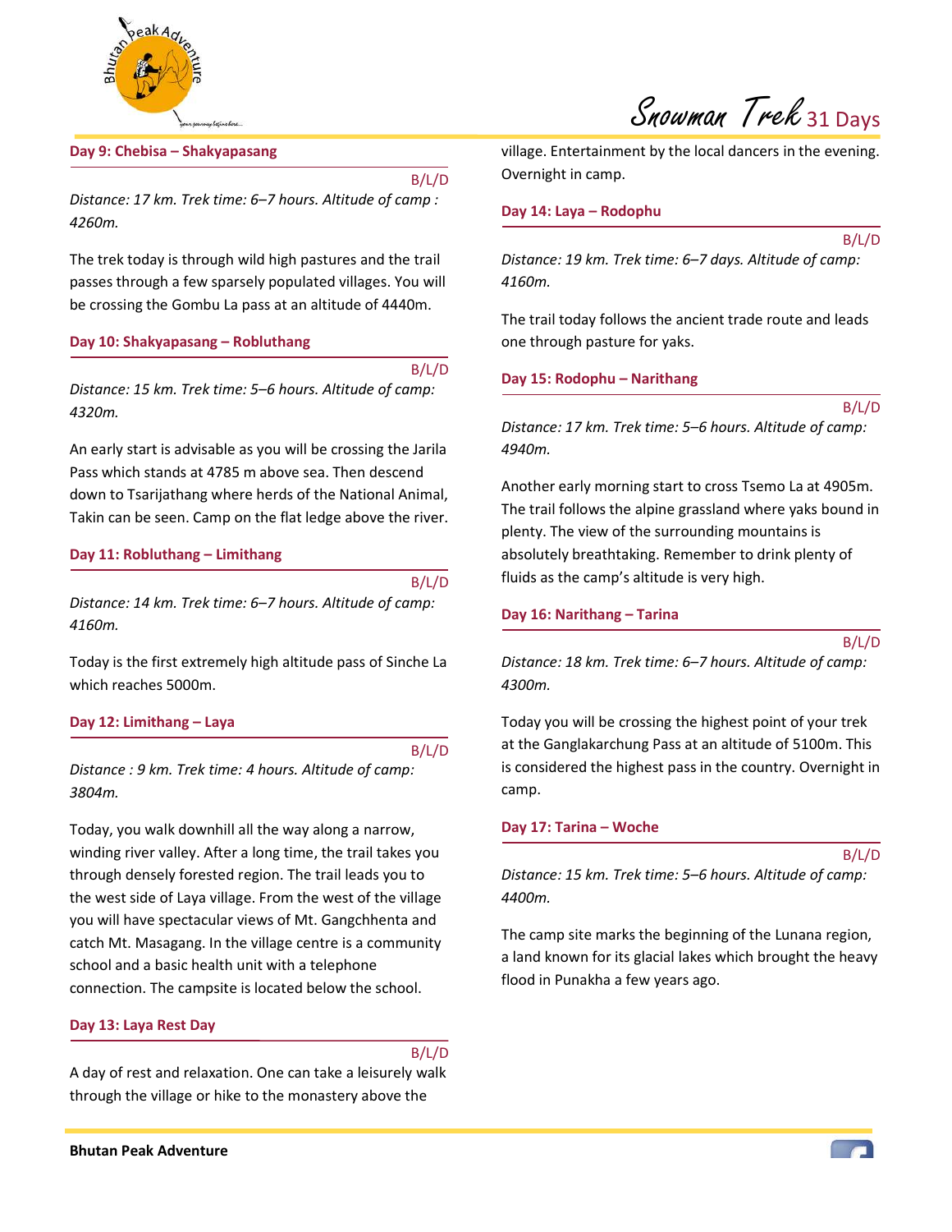### Day 9: Chebisa – Shakyapasang

B/L/D

*Distance: 17 km. Trek time: 6–7 hours. Altitude of camp : 4260m.*

The trek today is through wild high pastures and the trail passes through a few sparsely populated villages. You will be crossing the Gombu La pass at an altitude of 4440m.

### Day 10: Shakyapasang – Robluthang

B/L/D

*Distance: 15 km. Trek time: 5–6 hours. Altitude of camp: 4320m.*

An early start is advisable as you will be crossing the Jarila Pass which stands at 4785 m above sea. Then descend down to Tsarijathang where herds of the National Animal, Takin can be seen. Camp on the flat ledge above the river.

### Day 11: Robluthang – Limithang

B/L/D

*Distance: 14 km. Trek time: 6–7 hours. Altitude of camp: 4160m.*

Today is the first extremely high altitude pass of Sinche La which reaches 5000m.

### Day 12: Limithang – Laya

B/L/D

*Distance : 9 km. Trek time: 4 hours. Altitude of camp: 3804m.*

Today, you walk downhill all the way along a narrow, winding river valley. After a long time, the trail takes you through densely forested region. The trail leads you to the west side of Laya village. From the west of the village you will have spectacular views of Mt. Gangchhenta and catch Mt. Masagang. In the village centre is a community school and a basic health unit with a telephone connection. The campsite is located below the school.

### Day 13: Laya Rest Day

B/L/D

A day of rest and relaxation. One can take a leisurely walk through the village or hike to the monastery above the village. Entertainment by the local dancers in the evening. Overnight in camp.

### Day 14: Laya – Rodophu

B/L/D

*Distance: 19 km. Trek time: 6–7 days. Altitude of camp: 4160m.*

The trail today follows the ancient trade route and leads one through pasture for yaks.

### Day 15: Rodophu – Narithang

B/L/D

*Distance: 17 km. Trek time: 5–6 hours. Altitude of camp: 4940m.*

Another early morning start to cross Tsemo La at 4905m. The trail follows the alpine grassland where yaks bound in plenty. The view of the surrounding mountains is absolutely breathtaking. Remember to drink plenty of fluids as the camp's altitude is very high.

### Day 16: Narithang – Tarina

B/L/D

*Distance: 18 km. Trek time: 6–7 hours. Altitude of camp: 4300m.*

Today you will be crossing the highest point of your trek at the Ganglakarchung Pass at an altitude of 5100m. This is considered the highest pass in the country. Overnight in camp.

### Day 17: Tarina – Woche

B/L/D

*Distance: 15 km. Trek time: 5–6 hours. Altitude of camp: 4400m.*

The camp site marks the beginning of the Lunana region, a land known for its glacial lakes which brought the heavy flood in Punakha a few years ago.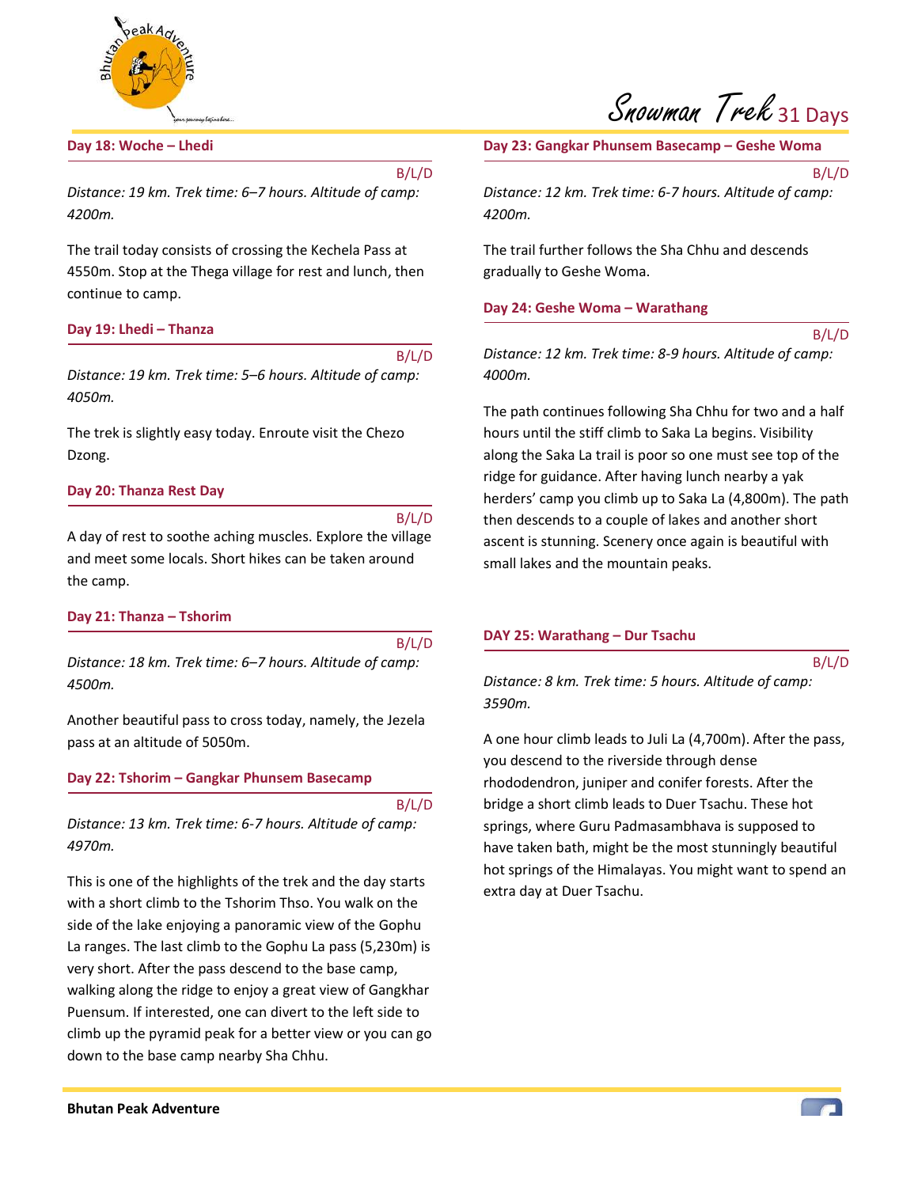### Day 18: Woche – Lhedi

B/L/D

*Distance: 19 km. Trek time: 6–7 hours. Altitude of camp: 4200m.*

The trail today consists of crossing the Kechela Pass at 4550m. Stop at the Thega village for rest and lunch, then continue to camp.

### Day 19: Lhedi – Thanza

B/L/D

*Distance: 19 km. Trek time: 5–6 hours. Altitude of camp: 4050m.*

The trek is slightly easy today. Enroute visit the Chezo Dzong.

### Day 20: Thanza Rest Day

B/L/D

A day of rest to soothe aching muscles. Explore the village and meet some locals. Short hikes can be taken around the camp.

### Day 21: Thanza – Tshorim

B/L/D

*Distance: 18 km. Trek time: 6–7 hours. Altitude of camp: 4500m.*

Another beautiful pass to cross today, namely, the Jezela pass at an altitude of 5050m.

### Day 22: Tshorim – Gangkar Phunsem Basecamp

B/L/D

*Distance: 13 km. Trek time: 6-7 hours. Altitude of camp: 4970m.*

This is one of the highlights of the trek and the day starts with a short climb to the Tshorim Thso. You walk on the side of the lake enjoying a panoramic view of the Gophu La ranges. The last climb to the Gophu La pass (5,230m) is very short. After the pass descend to the base camp, walking along the ridge to enjoy a great view of Gangkhar Puensum. If interested, one can divert to the left side to climb up the pyramid peak for a better view or you can go down to the base camp nearby Sha Chhu.

### Day 23: Gangkar Phunsem Basecamp – Geshe Woma

B/L/D

*Distance: 12 km. Trek time: 6-7 hours. Altitude of camp: 4200m.*

The trail further follows the Sha Chhu and descends gradually to Geshe Woma.

### Day 24: Geshe Woma – Warathang

B/L/D

*Distance: 12 km. Trek time: 8-9 hours. Altitude of camp: 4000m.*

The path continues following Sha Chhu for two and a half hours until the stiff climb to Saka La begins. Visibility along the Saka La trail is poor so one must see top of the ridge for guidance. After having lunch nearby a yak herders' camp you climb up to Saka La (4,800m). The path then descends to a couple of lakes and another short ascent is stunning. Scenery once again is beautiful with small lakes and the mountain peaks.

### DAY 25: Warathang – Dur Tsachu

B/L/D

*Distance: 8 km. Trek time: 5 hours. Altitude of camp: 3590m.*

A one hour climb leads to Juli La (4,700m). After the pass, you descend to the riverside through dense rhododendron, juniper and conifer forests. After the bridge a short climb leads to Duer Tsachu. These hot springs, where Guru Padmasambhava is supposed to have taken bath, might be the most stunningly beautiful hot springs of the Himalayas. You might want to spend an extra day at Duer Tsachu.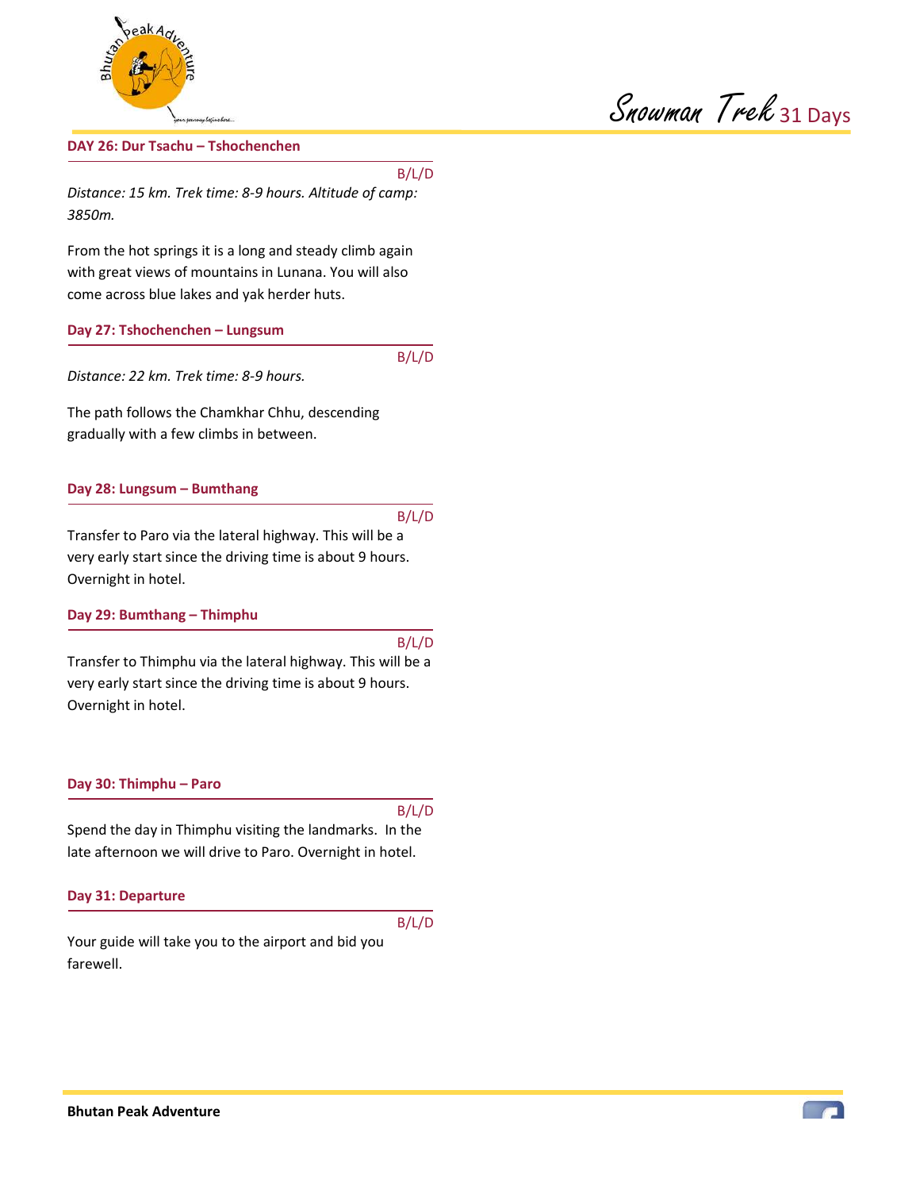### DAY 26: Dur Tsachu – Tshochenchen

B/L/D

*Distance: 15 km. Trek time: 8-9 hours. Altitude of camp: 3850m.*

From the hot springs it is a long and steady climb again with great views of mountains in Lunana. You will also come across blue lakes and yak herder huts.

### Day 27: Tshochenchen – Lungsum

B/L/D

*Distance: 22 km. Trek time: 8-9 hours.*

The path follows the Chamkhar Chhu, descending gradually with a few climbs in between.

### Day 28: Lungsum – Bumthang

B/L/D

Transfer to Paro via the lateral highway. This will be a very early start since the driving time is about 9 hours. Overnight in hotel.

### Day 29: Bumthang – Thimphu

B/L/D

Transfer to Thimphu via the lateral highway. This will be a very early start since the driving time is about 9 hours. Overnight in hotel.

### Day 30: Thimphu – Paro

B/L/D

Spend the day in Thimphu visiting the landmarks. In the late afternoon we will drive to Paro. Overnight in hotel.

### Day 31: Departure

B/L/D

Your guide will take you to the airport and bid you farewell.